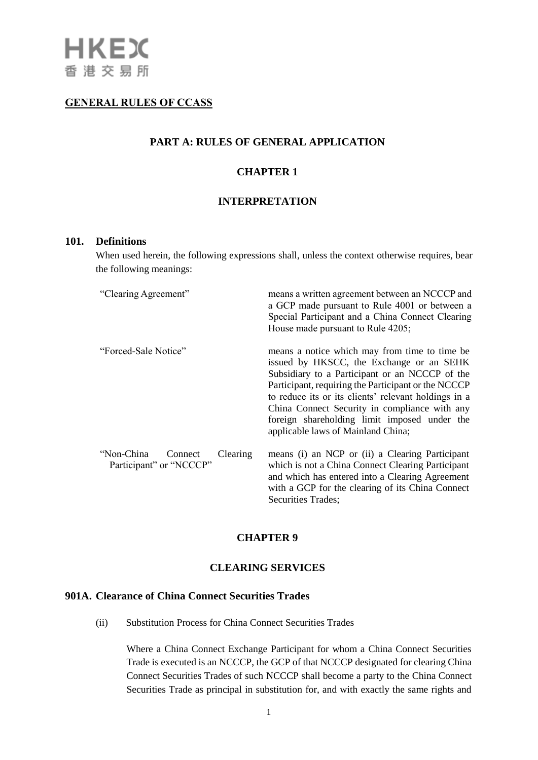**GENERAL RULES OF CCASS**

# PART A: RULES OF GENERAL APPLICATION

## CHAPTER 1

## INTERPRETATION

### 101. Definitions

When used herein, the following expressions shall, unless the context otherwise requires, bear the following meanings:

| | |
|---|---|
| "Clearing Agreement" | means a written agreement between an NCCCP and a GCP made pursuant to Rule 4001 or between a Special Participant and a China Connect Clearing House made pursuant to Rule 4205; |
| "Forced-Sale Notice" | means a notice which may from time to time be issued by HKSCC, the Exchange or an SEHK Subsidiary to a Participant or an NCCCP of the Participant, requiring the Participant or the NCCCP to reduce its or its clients' relevant holdings in a China Connect Security in compliance with any foreign shareholding limit imposed under the applicable laws of Mainland China; |
| "Non-China Connect Clearing Participant" or "NCCCP" | means (i) an NCP or (ii) a Clearing Participant which is not a China Connect Clearing Participant and which has entered into a Clearing Agreement with a GCP for the clearing of its China Connect Securities Trades; |

## CHAPTER 9

## CLEARING SERVICES

### 901A. Clearance of China Connect Securities Trades

(ii) Substitution Process for China Connect Securities Trades

Where a China Connect Exchange Participant for whom a China Connect Securities Trade is executed is an NCCCP, the GCP of that NCCCP designated for clearing China Connect Securities Trades of such NCCCP shall become a party to the China Connect Securities Trade as principal in substitution for, and with exactly the same rights and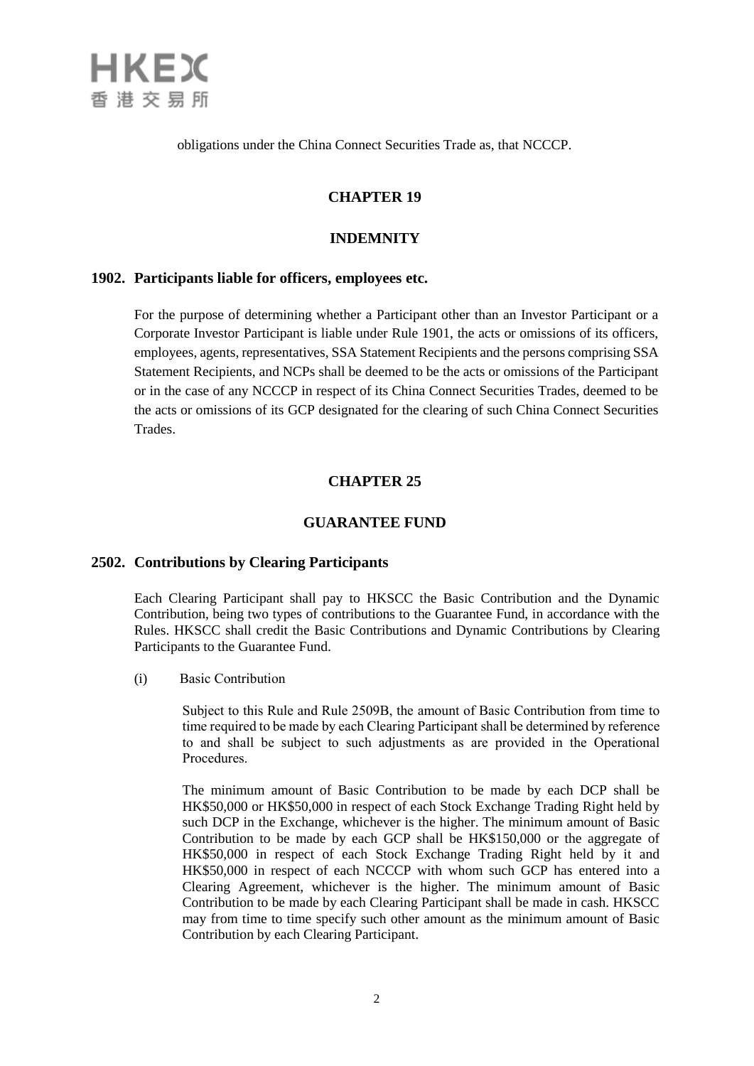obligations under the China Connect Securities Trade as, that NCCCP.

## CHAPTER 19

## INDEMNITY

### 1902. Participants liable for officers, employees etc.

For the purpose of determining whether a Participant other than an Investor Participant or a Corporate Investor Participant is liable under Rule 1901, the acts or omissions of its officers, employees, agents, representatives, SSA Statement Recipients and the persons comprising SSA Statement Recipients, and NCPs shall be deemed to be the acts or omissions of the Participant or in the case of any NCCCP in respect of its China Connect Securities Trades, deemed to be the acts or omissions of its GCP designated for the clearing of such China Connect Securities Trades.

## CHAPTER 25

## GUARANTEE FUND

### 2502. Contributions by Clearing Participants

Each Clearing Participant shall pay to HKSCC the Basic Contribution and the Dynamic Contribution, being two types of contributions to the Guarantee Fund, in accordance with the Rules. HKSCC shall credit the Basic Contributions and Dynamic Contributions by Clearing Participants to the Guarantee Fund.

(i) Basic Contribution

Subject to this Rule and Rule 2509B, the amount of Basic Contribution from time to time required to be made by each Clearing Participant shall be determined by reference to and shall be subject to such adjustments as are provided in the Operational Procedures.

The minimum amount of Basic Contribution to be made by each DCP shall be HK$50,000 or HK$50,000 in respect of each Stock Exchange Trading Right held by such DCP in the Exchange, whichever is the higher. The minimum amount of Basic Contribution to be made by each GCP shall be HK$150,000 or the aggregate of HK$50,000 in respect of each Stock Exchange Trading Right held by it and HK$50,000 in respect of each NCCCP with whom such GCP has entered into a Clearing Agreement, whichever is the higher. The minimum amount of Basic Contribution to be made by each Clearing Participant shall be made in cash. HKSCC may from time to time specify such other amount as the minimum amount of Basic Contribution by each Clearing Participant.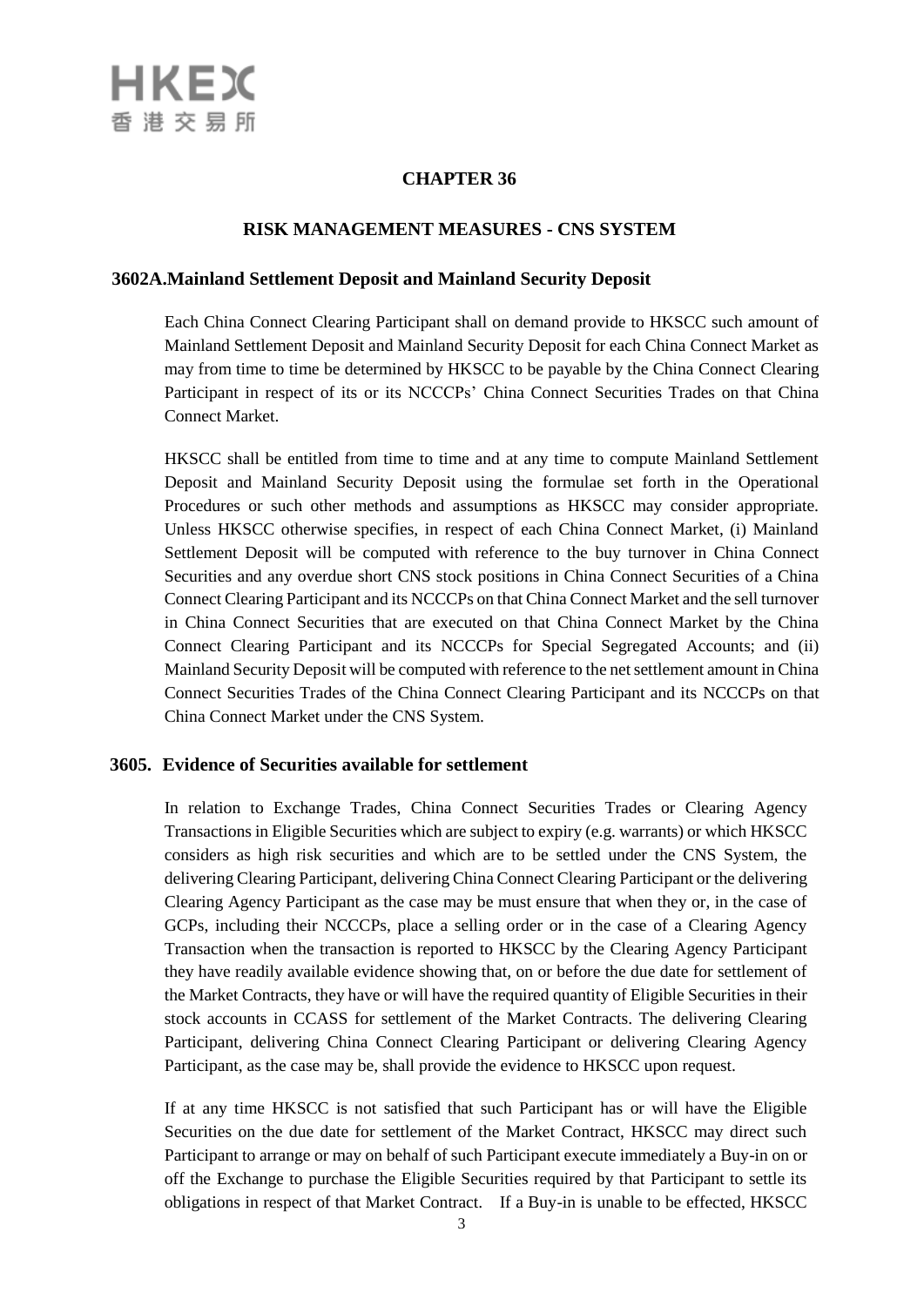# CHAPTER 36

## RISK MANAGEMENT MEASURES - CNS SYSTEM

### 3602A. Mainland Settlement Deposit and Mainland Security Deposit

Each China Connect Clearing Participant shall on demand provide to HKSCC such amount of Mainland Settlement Deposit and Mainland Security Deposit for each China Connect Market as may from time to time be determined by HKSCC to be payable by the China Connect Clearing Participant in respect of its or its NCCCPs' China Connect Securities Trades on that China Connect Market.

HKSCC shall be entitled from time to time and at any time to compute Mainland Settlement Deposit and Mainland Security Deposit using the formulae set forth in the Operational Procedures or such other methods and assumptions as HKSCC may consider appropriate. Unless HKSCC otherwise specifies, in respect of each China Connect Market, (i) Mainland Settlement Deposit will be computed with reference to the buy turnover in China Connect Securities and any overdue short CNS stock positions in China Connect Securities of a China Connect Clearing Participant and its NCCCPs on that China Connect Market and the sell turnover in China Connect Securities that are executed on that China Connect Market by the China Connect Clearing Participant and its NCCCPs for Special Segregated Accounts; and (ii) Mainland Security Deposit will be computed with reference to the net settlement amount in China Connect Securities Trades of the China Connect Clearing Participant and its NCCCPs on that China Connect Market under the CNS System.

### 3605. Evidence of Securities available for settlement

In relation to Exchange Trades, China Connect Securities Trades or Clearing Agency Transactions in Eligible Securities which are subject to expiry (e.g. warrants) or which HKSCC considers as high risk securities and which are to be settled under the CNS System, the delivering Clearing Participant, delivering China Connect Clearing Participant or the delivering Clearing Agency Participant as the case may be must ensure that when they or, in the case of GCPs, including their NCCCPs, place a selling order or in the case of a Clearing Agency Transaction when the transaction is reported to HKSCC by the Clearing Agency Participant they have readily available evidence showing that, on or before the due date for settlement of the Market Contracts, they have or will have the required quantity of Eligible Securities in their stock accounts in CCASS for settlement of the Market Contracts. The delivering Clearing Participant, delivering China Connect Clearing Participant or delivering Clearing Agency Participant, as the case may be, shall provide the evidence to HKSCC upon request.

If at any time HKSCC is not satisfied that such Participant has or will have the Eligible Securities on the due date for settlement of the Market Contract, HKSCC may direct such Participant to arrange or may on behalf of such Participant execute immediately a Buy-in on or off the Exchange to purchase the Eligible Securities required by that Participant to settle its obligations in respect of that Market Contract. If a Buy-in is unable to be effected, HKSCC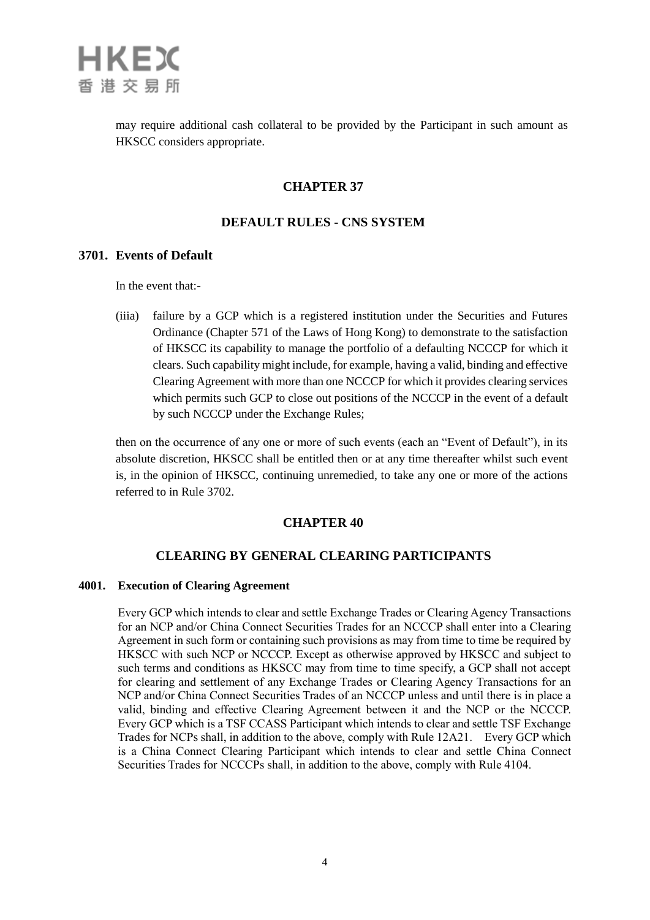may require additional cash collateral to be provided by the Participant in such amount as HKSCC considers appropriate.

## CHAPTER 37

## DEFAULT RULES - CNS SYSTEM

### 3701. Events of Default

In the event that:-

(iiia) failure by a GCP which is a registered institution under the Securities and Futures Ordinance (Chapter 571 of the Laws of Hong Kong) to demonstrate to the satisfaction of HKSCC its capability to manage the portfolio of a defaulting NCCCP for which it clears. Such capability might include, for example, having a valid, binding and effective Clearing Agreement with more than one NCCCP for which it provides clearing services which permits such GCP to close out positions of the NCCCP in the event of a default by such NCCCP under the Exchange Rules;

then on the occurrence of any one or more of such events (each an "Event of Default"), in its absolute discretion, HKSCC shall be entitled then or at any time thereafter whilst such event is, in the opinion of HKSCC, continuing unremedied, to take any one or more of the actions referred to in Rule 3702.

## CHAPTER 40

## CLEARING BY GENERAL CLEARING PARTICIPANTS

### 4001. Execution of Clearing Agreement

Every GCP which intends to clear and settle Exchange Trades or Clearing Agency Transactions for an NCP and/or China Connect Securities Trades for an NCCCP shall enter into a Clearing Agreement in such form or containing such provisions as may from time to time be required by HKSCC with such NCP or NCCCP. Except as otherwise approved by HKSCC and subject to such terms and conditions as HKSCC may from time to time specify, a GCP shall not accept for clearing and settlement of any Exchange Trades or Clearing Agency Transactions for an NCP and/or China Connect Securities Trades of an NCCCP unless and until there is in place a valid, binding and effective Clearing Agreement between it and the NCP or the NCCCP. Every GCP which is a TSF CCASS Participant which intends to clear and settle TSF Exchange Trades for NCPs shall, in addition to the above, comply with Rule 12A21. Every GCP which is a China Connect Clearing Participant which intends to clear and settle China Connect Securities Trades for NCCCPs shall, in addition to the above, comply with Rule 4104.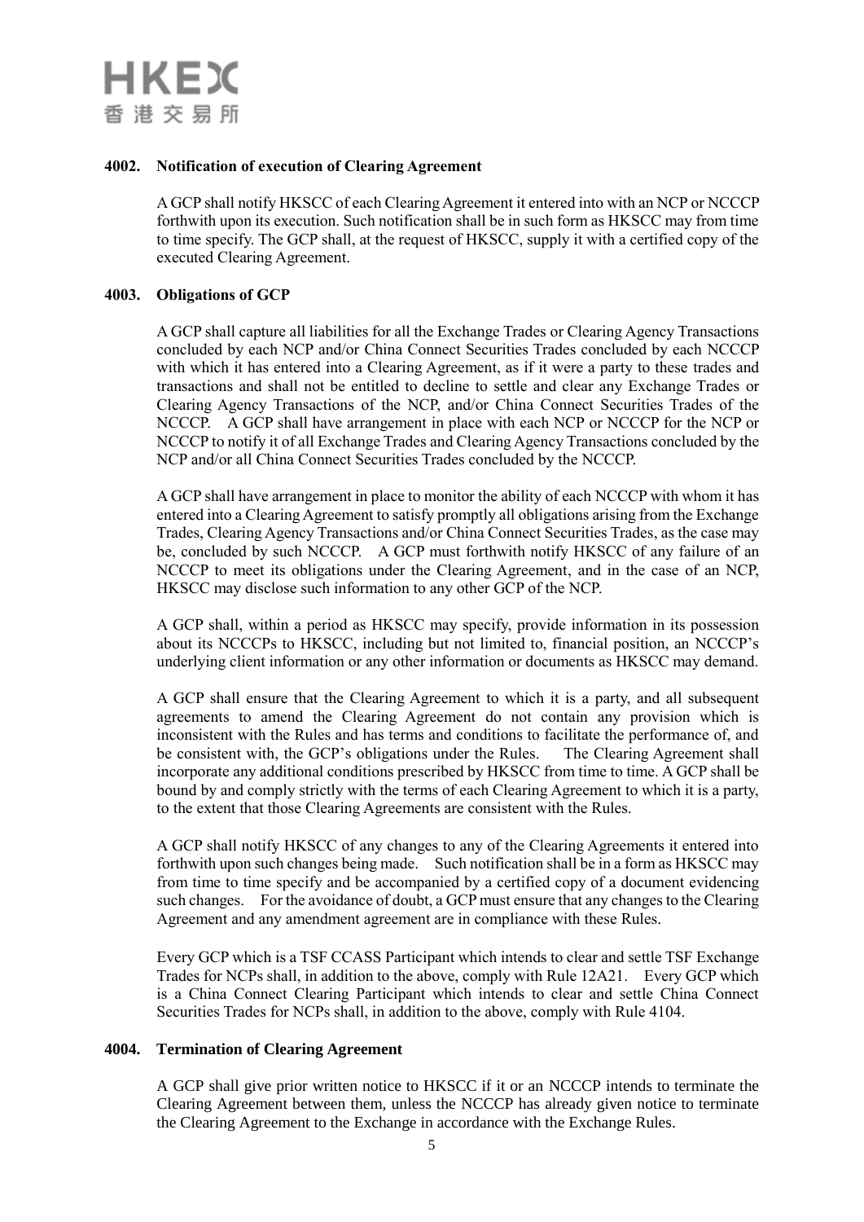### 4002. Notification of execution of Clearing Agreement

A GCP shall notify HKSCC of each Clearing Agreement it entered into with an NCP or NCCCP forthwith upon its execution. Such notification shall be in such form as HKSCC may from time to time specify. The GCP shall, at the request of HKSCC, supply it with a certified copy of the executed Clearing Agreement.

### 4003. Obligations of GCP

A GCP shall capture all liabilities for all the Exchange Trades or Clearing Agency Transactions concluded by each NCP and/or China Connect Securities Trades concluded by each NCCCP with which it has entered into a Clearing Agreement, as if it were a party to these trades and transactions and shall not be entitled to decline to settle and clear any Exchange Trades or Clearing Agency Transactions of the NCP, and/or China Connect Securities Trades of the NCCCP. A GCP shall have arrangement in place with each NCP or NCCCP for the NCP or NCCCP to notify it of all Exchange Trades and Clearing Agency Transactions concluded by the NCP and/or all China Connect Securities Trades concluded by the NCCCP.

A GCP shall have arrangement in place to monitor the ability of each NCCCP with whom it has entered into a Clearing Agreement to satisfy promptly all obligations arising from the Exchange Trades, Clearing Agency Transactions and/or China Connect Securities Trades, as the case may be, concluded by such NCCCP. A GCP must forthwith notify HKSCC of any failure of an NCCCP to meet its obligations under the Clearing Agreement, and in the case of an NCP, HKSCC may disclose such information to any other GCP of the NCP.

A GCP shall, within a period as HKSCC may specify, provide information in its possession about its NCCCPs to HKSCC, including but not limited to, financial position, an NCCCP's underlying client information or any other information or documents as HKSCC may demand.

A GCP shall ensure that the Clearing Agreement to which it is a party, and all subsequent agreements to amend the Clearing Agreement do not contain any provision which is inconsistent with the Rules and has terms and conditions to facilitate the performance of, and be consistent with, the GCP's obligations under the Rules. The Clearing Agreement shall incorporate any additional conditions prescribed by HKSCC from time to time. A GCP shall be bound by and comply strictly with the terms of each Clearing Agreement to which it is a party, to the extent that those Clearing Agreements are consistent with the Rules.

A GCP shall notify HKSCC of any changes to any of the Clearing Agreements it entered into forthwith upon such changes being made. Such notification shall be in a form as HKSCC may from time to time specify and be accompanied by a certified copy of a document evidencing such changes. For the avoidance of doubt, a GCP must ensure that any changes to the Clearing Agreement and any amendment agreement are in compliance with these Rules.

Every GCP which is a TSF CCASS Participant which intends to clear and settle TSF Exchange Trades for NCPs shall, in addition to the above, comply with Rule 12A21. Every GCP which is a China Connect Clearing Participant which intends to clear and settle China Connect Securities Trades for NCPs shall, in addition to the above, comply with Rule 4104.

### 4004. Termination of Clearing Agreement

A GCP shall give prior written notice to HKSCC if it or an NCCCP intends to terminate the Clearing Agreement between them, unless the NCCCP has already given notice to terminate the Clearing Agreement to the Exchange in accordance with the Exchange Rules.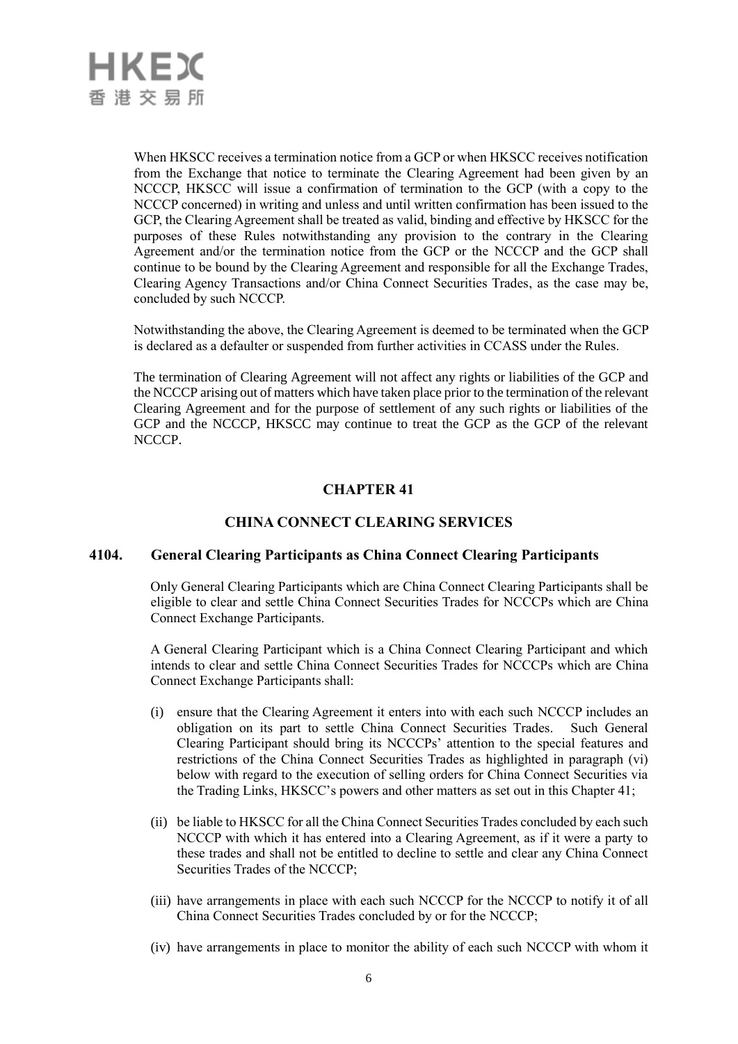When HKSCC receives a termination notice from a GCP or when HKSCC receives notification from the Exchange that notice to terminate the Clearing Agreement had been given by an NCCCP, HKSCC will issue a confirmation of termination to the GCP (with a copy to the NCCCP concerned) in writing and unless and until written confirmation has been issued to the GCP, the Clearing Agreement shall be treated as valid, binding and effective by HKSCC for the purposes of these Rules notwithstanding any provision to the contrary in the Clearing Agreement and/or the termination notice from the GCP or the NCCCP and the GCP shall continue to be bound by the Clearing Agreement and responsible for all the Exchange Trades, Clearing Agency Transactions and/or China Connect Securities Trades, as the case may be, concluded by such NCCCP.

Notwithstanding the above, the Clearing Agreement is deemed to be terminated when the GCP is declared as a defaulter or suspended from further activities in CCASS under the Rules.

The termination of Clearing Agreement will not affect any rights or liabilities of the GCP and the NCCCP arising out of matters which have taken place prior to the termination of the relevant Clearing Agreement and for the purpose of settlement of any such rights or liabilities of the GCP and the NCCCP, HKSCC may continue to treat the GCP as the GCP of the relevant NCCCP.

## CHAPTER 41

## CHINA CONNECT CLEARING SERVICES

### 4104. General Clearing Participants as China Connect Clearing Participants

Only General Clearing Participants which are China Connect Clearing Participants shall be eligible to clear and settle China Connect Securities Trades for NCCCPs which are China Connect Exchange Participants.

A General Clearing Participant which is a China Connect Clearing Participant and which intends to clear and settle China Connect Securities Trades for NCCCPs which are China Connect Exchange Participants shall:

(i) ensure that the Clearing Agreement it enters into with each such NCCCP includes an obligation on its part to settle China Connect Securities Trades. Such General Clearing Participant should bring its NCCCPs' attention to the special features and restrictions of the China Connect Securities Trades as highlighted in paragraph (vi) below with regard to the execution of selling orders for China Connect Securities via the Trading Links, HKSCC's powers and other matters as set out in this Chapter 41;

(ii) be liable to HKSCC for all the China Connect Securities Trades concluded by each such NCCCP with which it has entered into a Clearing Agreement, as if it were a party to these trades and shall not be entitled to decline to settle and clear any China Connect Securities Trades of the NCCCP;

(iii) have arrangements in place with each such NCCCP for the NCCCP to notify it of all China Connect Securities Trades concluded by or for the NCCCP;

(iv) have arrangements in place to monitor the ability of each such NCCCP with whom it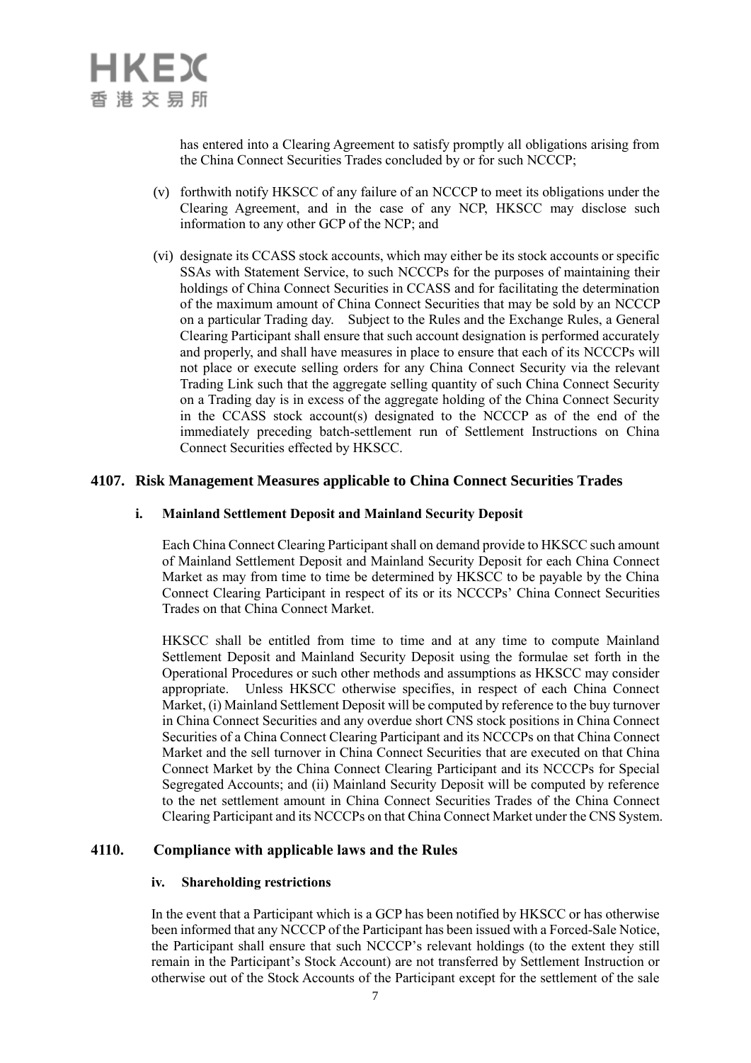has entered into a Clearing Agreement to satisfy promptly all obligations arising from the China Connect Securities Trades concluded by or for such NCCCP;

(v) forthwith notify HKSCC of any failure of an NCCCP to meet its obligations under the Clearing Agreement, and in the case of any NCP, HKSCC may disclose such information to any other GCP of the NCP; and

(vi) designate its CCASS stock accounts, which may either be its stock accounts or specific SSAs with Statement Service, to such NCCCPs for the purposes of maintaining their holdings of China Connect Securities in CCASS and for facilitating the determination of the maximum amount of China Connect Securities that may be sold by an NCCCP on a particular Trading day. Subject to the Rules and the Exchange Rules, a General Clearing Participant shall ensure that such account designation is performed accurately and properly, and shall have measures in place to ensure that each of its NCCCPs will not place or execute selling orders for any China Connect Security via the relevant Trading Link such that the aggregate selling quantity of such China Connect Security on a Trading day is in excess of the aggregate holding of the China Connect Security in the CCASS stock account(s) designated to the NCCCP as of the end of the immediately preceding batch-settlement run of Settlement Instructions on China Connect Securities effected by HKSCC.

### 4107. Risk Management Measures applicable to China Connect Securities Trades

#### i. Mainland Settlement Deposit and Mainland Security Deposit

Each China Connect Clearing Participant shall on demand provide to HKSCC such amount of Mainland Settlement Deposit and Mainland Security Deposit for each China Connect Market as may from time to time be determined by HKSCC to be payable by the China Connect Clearing Participant in respect of its or its NCCCPs' China Connect Securities Trades on that China Connect Market.

HKSCC shall be entitled from time to time and at any time to compute Mainland Settlement Deposit and Mainland Security Deposit using the formulae set forth in the Operational Procedures or such other methods and assumptions as HKSCC may consider appropriate. Unless HKSCC otherwise specifies, in respect of each China Connect Market, (i) Mainland Settlement Deposit will be computed by reference to the buy turnover in China Connect Securities and any overdue short CNS stock positions in China Connect Securities of a China Connect Clearing Participant and its NCCCPs on that China Connect Market and the sell turnover in China Connect Securities that are executed on that China Connect Market by the China Connect Clearing Participant and its NCCCPs for Special Segregated Accounts; and (ii) Mainland Security Deposit will be computed by reference to the net settlement amount in China Connect Securities Trades of the China Connect Clearing Participant and its NCCCPs on that China Connect Market under the CNS System.

### 4110. Compliance with applicable laws and the Rules

#### iv. Shareholding restrictions

In the event that a Participant which is a GCP has been notified by HKSCC or has otherwise been informed that any NCCCP of the Participant has been issued with a Forced-Sale Notice, the Participant shall ensure that such NCCCP's relevant holdings (to the extent they still remain in the Participant's Stock Account) are not transferred by Settlement Instruction or otherwise out of the Stock Accounts of the Participant except for the settlement of the sale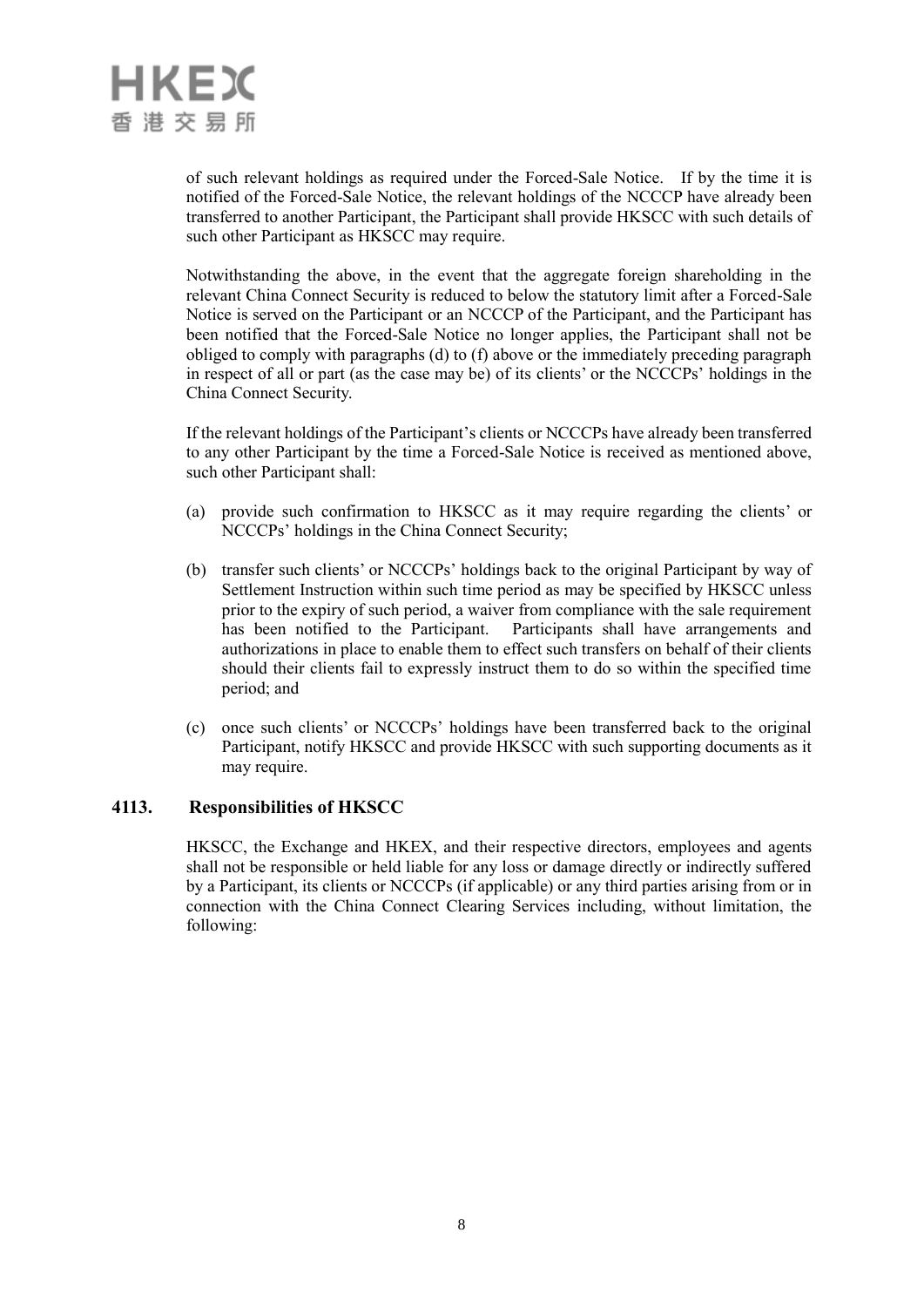of such relevant holdings as required under the Forced-Sale Notice. If by the time it is notified of the Forced-Sale Notice, the relevant holdings of the NCCCP have already been transferred to another Participant, the Participant shall provide HKSCC with such details of such other Participant as HKSCC may require.

Notwithstanding the above, in the event that the aggregate foreign shareholding in the relevant China Connect Security is reduced to below the statutory limit after a Forced-Sale Notice is served on the Participant or an NCCCP of the Participant, and the Participant has been notified that the Forced-Sale Notice no longer applies, the Participant shall not be obliged to comply with paragraphs (d) to (f) above or the immediately preceding paragraph in respect of all or part (as the case may be) of its clients' or the NCCCPs' holdings in the China Connect Security.

If the relevant holdings of the Participant's clients or NCCCPs have already been transferred to any other Participant by the time a Forced-Sale Notice is received as mentioned above, such other Participant shall:

(a) provide such confirmation to HKSCC as it may require regarding the clients' or NCCCPs' holdings in the China Connect Security;

(b) transfer such clients' or NCCCPs' holdings back to the original Participant by way of Settlement Instruction within such time period as may be specified by HKSCC unless prior to the expiry of such period, a waiver from compliance with the sale requirement has been notified to the Participant. Participants shall have arrangements and authorizations in place to enable them to effect such transfers on behalf of their clients should their clients fail to expressly instruct them to do so within the specified time period; and

(c) once such clients' or NCCCPs' holdings have been transferred back to the original Participant, notify HKSCC and provide HKSCC with such supporting documents as it may require.

## 4113. Responsibilities of HKSCC

HKSCC, the Exchange and HKEX, and their respective directors, employees and agents shall not be responsible or held liable for any loss or damage directly or indirectly suffered by a Participant, its clients or NCCCPs (if applicable) or any third parties arising from or in connection with the China Connect Clearing Services including, without limitation, the following: